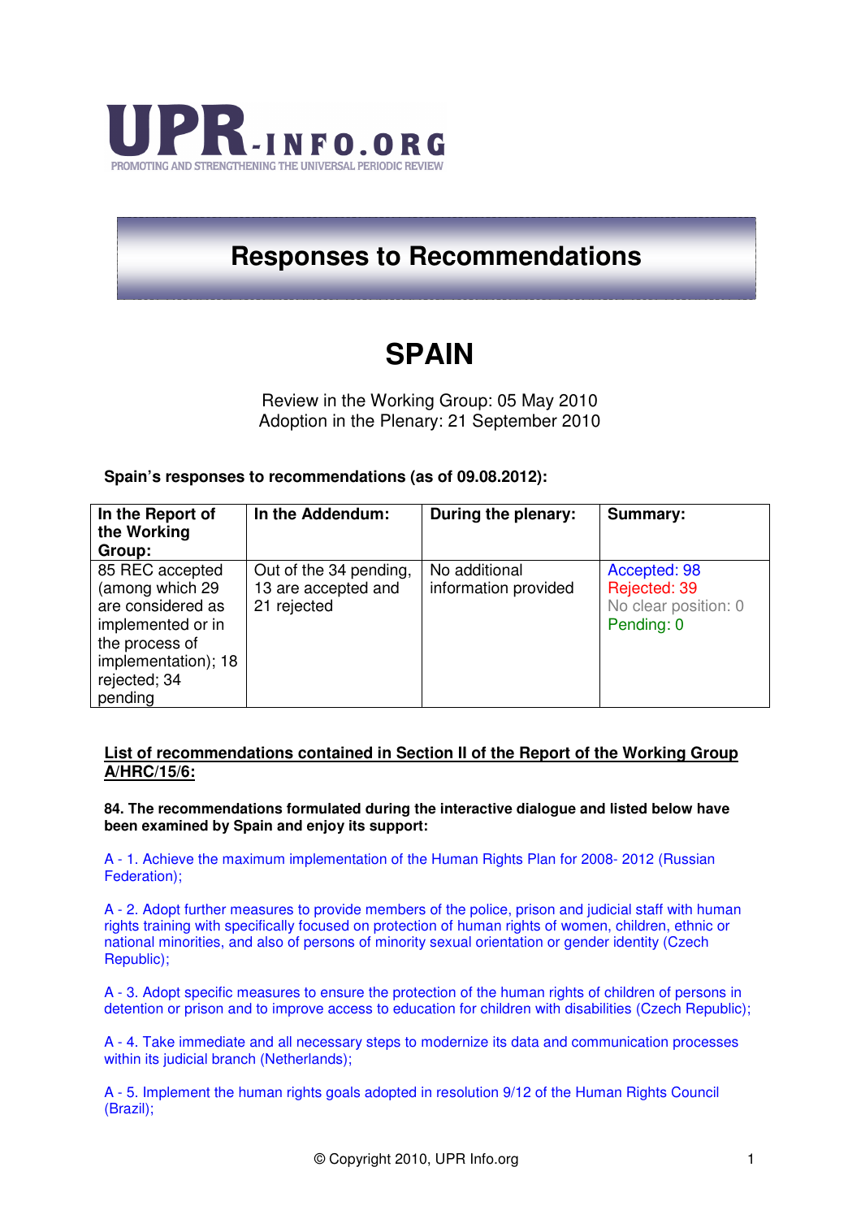UPR-INFO.ORG

PROMOTING AND STRENGTHENING THE UNIVERSAL PERIODIC REVIEW

# Responses to Recommendations

# SPAIN

Review in the Working Group: 05 May 2010
Adoption in the Plenary: 21 September 2010

**Spain's responses to recommendations (as of 09.08.2012):**

| In the Report of the Working Group: | In the Addendum: | During the plenary: | Summary: |
|---|---|---|---|
| 85 REC accepted (among which 29 are considered as implemented or in the process of implementation); 18 rejected; 34 pending | Out of the 34 pending, 13 are accepted and 21 rejected | No additional information provided | Accepted: 98<br>Rejected: 39<br>No clear position: 0<br>Pending: 0 |

**List of recommendations contained in Section II of the Report of the Working Group A/HRC/15/6:**

**84. The recommendations formulated during the interactive dialogue and listed below have been examined by Spain and enjoy its support:**

A - 1. Achieve the maximum implementation of the Human Rights Plan for 2008- 2012 (Russian Federation);

A - 2. Adopt further measures to provide members of the police, prison and judicial staff with human rights training with specifically focused on protection of human rights of women, children, ethnic or national minorities, and also of persons of minority sexual orientation or gender identity (Czech Republic);

A - 3. Adopt specific measures to ensure the protection of the human rights of children of persons in detention or prison and to improve access to education for children with disabilities (Czech Republic);

A - 4. Take immediate and all necessary steps to modernize its data and communication processes within its judicial branch (Netherlands);

A - 5. Implement the human rights goals adopted in resolution 9/12 of the Human Rights Council (Brazil);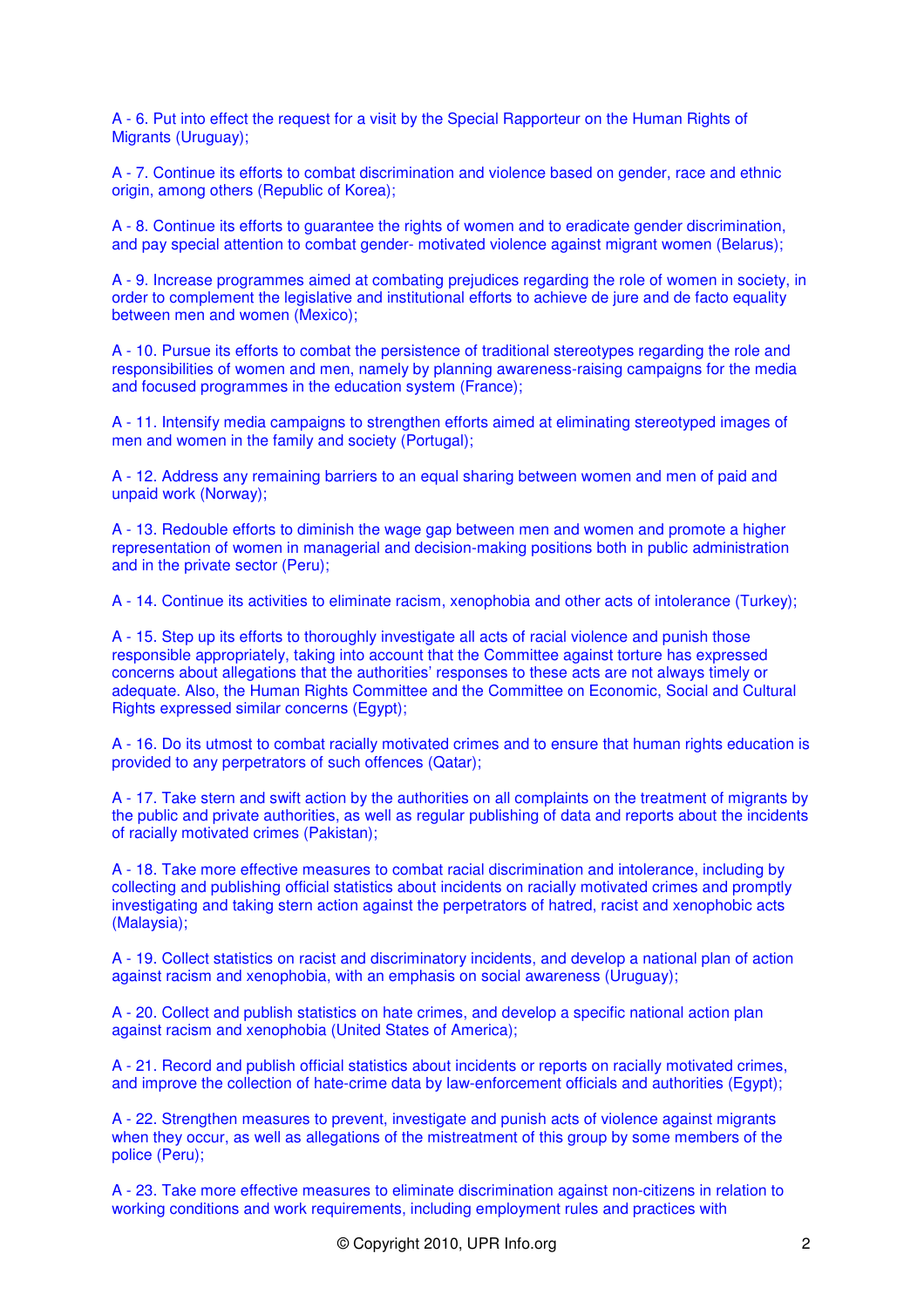A - 6. Put into effect the request for a visit by the Special Rapporteur on the Human Rights of Migrants (Uruguay);

A - 7. Continue its efforts to combat discrimination and violence based on gender, race and ethnic origin, among others (Republic of Korea);

A - 8. Continue its efforts to guarantee the rights of women and to eradicate gender discrimination, and pay special attention to combat gender- motivated violence against migrant women (Belarus);

A - 9. Increase programmes aimed at combating prejudices regarding the role of women in society, in order to complement the legislative and institutional efforts to achieve de jure and de facto equality between men and women (Mexico);

A - 10. Pursue its efforts to combat the persistence of traditional stereotypes regarding the role and responsibilities of women and men, namely by planning awareness-raising campaigns for the media and focused programmes in the education system (France);

A - 11. Intensify media campaigns to strengthen efforts aimed at eliminating stereotyped images of men and women in the family and society (Portugal);

A - 12. Address any remaining barriers to an equal sharing between women and men of paid and unpaid work (Norway);

A - 13. Redouble efforts to diminish the wage gap between men and women and promote a higher representation of women in managerial and decision-making positions both in public administration and in the private sector (Peru);

A - 14. Continue its activities to eliminate racism, xenophobia and other acts of intolerance (Turkey);

A - 15. Step up its efforts to thoroughly investigate all acts of racial violence and punish those responsible appropriately, taking into account that the Committee against torture has expressed concerns about allegations that the authorities' responses to these acts are not always timely or adequate. Also, the Human Rights Committee and the Committee on Economic, Social and Cultural Rights expressed similar concerns (Egypt);

A - 16. Do its utmost to combat racially motivated crimes and to ensure that human rights education is provided to any perpetrators of such offences (Qatar);

A - 17. Take stern and swift action by the authorities on all complaints on the treatment of migrants by the public and private authorities, as well as regular publishing of data and reports about the incidents of racially motivated crimes (Pakistan);

A - 18. Take more effective measures to combat racial discrimination and intolerance, including by collecting and publishing official statistics about incidents on racially motivated crimes and promptly investigating and taking stern action against the perpetrators of hatred, racist and xenophobic acts (Malaysia);

A - 19. Collect statistics on racist and discriminatory incidents, and develop a national plan of action against racism and xenophobia, with an emphasis on social awareness (Uruguay);

A - 20. Collect and publish statistics on hate crimes, and develop a specific national action plan against racism and xenophobia (United States of America);

A - 21. Record and publish official statistics about incidents or reports on racially motivated crimes, and improve the collection of hate-crime data by law-enforcement officials and authorities (Egypt);

A - 22. Strengthen measures to prevent, investigate and punish acts of violence against migrants when they occur, as well as allegations of the mistreatment of this group by some members of the police (Peru);

A - 23. Take more effective measures to eliminate discrimination against non-citizens in relation to working conditions and work requirements, including employment rules and practices with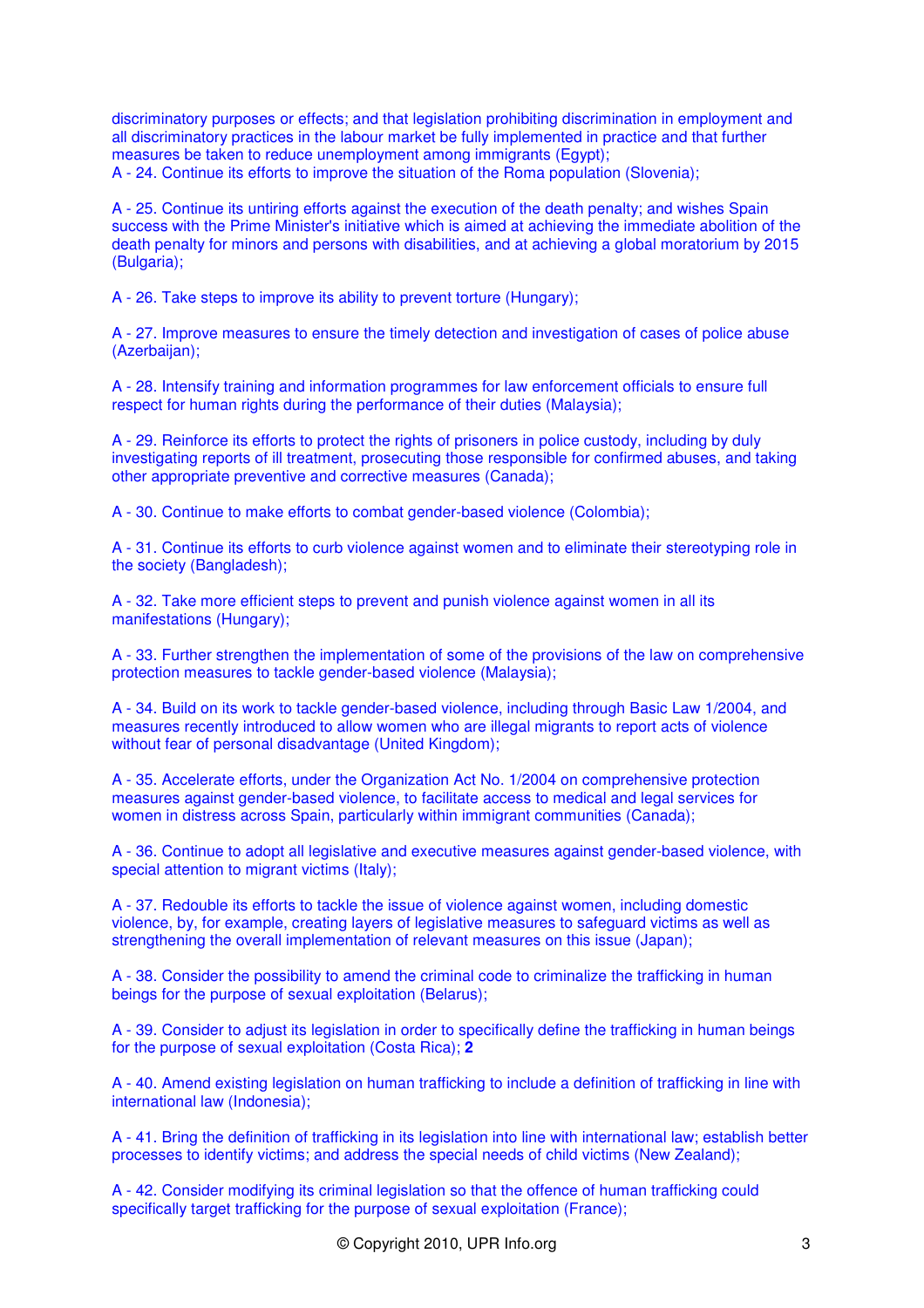discriminatory purposes or effects; and that legislation prohibiting discrimination in employment and all discriminatory practices in the labour market be fully implemented in practice and that further measures be taken to reduce unemployment among immigrants (Egypt);
A - 24. Continue its efforts to improve the situation of the Roma population (Slovenia);

A - 25. Continue its untiring efforts against the execution of the death penalty; and wishes Spain success with the Prime Minister's initiative which is aimed at achieving the immediate abolition of the death penalty for minors and persons with disabilities, and at achieving a global moratorium by 2015 (Bulgaria);

A - 26. Take steps to improve its ability to prevent torture (Hungary);

A - 27. Improve measures to ensure the timely detection and investigation of cases of police abuse (Azerbaijan);

A - 28. Intensify training and information programmes for law enforcement officials to ensure full respect for human rights during the performance of their duties (Malaysia);

A - 29. Reinforce its efforts to protect the rights of prisoners in police custody, including by duly investigating reports of ill treatment, prosecuting those responsible for confirmed abuses, and taking other appropriate preventive and corrective measures (Canada);

A - 30. Continue to make efforts to combat gender-based violence (Colombia);

A - 31. Continue its efforts to curb violence against women and to eliminate their stereotyping role in the society (Bangladesh);

A - 32. Take more efficient steps to prevent and punish violence against women in all its manifestations (Hungary);

A - 33. Further strengthen the implementation of some of the provisions of the law on comprehensive protection measures to tackle gender-based violence (Malaysia);

A - 34. Build on its work to tackle gender-based violence, including through Basic Law 1/2004, and measures recently introduced to allow women who are illegal migrants to report acts of violence without fear of personal disadvantage (United Kingdom);

A - 35. Accelerate efforts, under the Organization Act No. 1/2004 on comprehensive protection measures against gender-based violence, to facilitate access to medical and legal services for women in distress across Spain, particularly within immigrant communities (Canada);

A - 36. Continue to adopt all legislative and executive measures against gender-based violence, with special attention to migrant victims (Italy);

A - 37. Redouble its efforts to tackle the issue of violence against women, including domestic violence, by, for example, creating layers of legislative measures to safeguard victims as well as strengthening the overall implementation of relevant measures on this issue (Japan);

A - 38. Consider the possibility to amend the criminal code to criminalize the trafficking in human beings for the purpose of sexual exploitation (Belarus);

A - 39. Consider to adjust its legislation in order to specifically define the trafficking in human beings for the purpose of sexual exploitation (Costa Rica); **2**

A - 40. Amend existing legislation on human trafficking to include a definition of trafficking in line with international law (Indonesia);

A - 41. Bring the definition of trafficking in its legislation into line with international law; establish better processes to identify victims; and address the special needs of child victims (New Zealand);

A - 42. Consider modifying its criminal legislation so that the offence of human trafficking could specifically target trafficking for the purpose of sexual exploitation (France);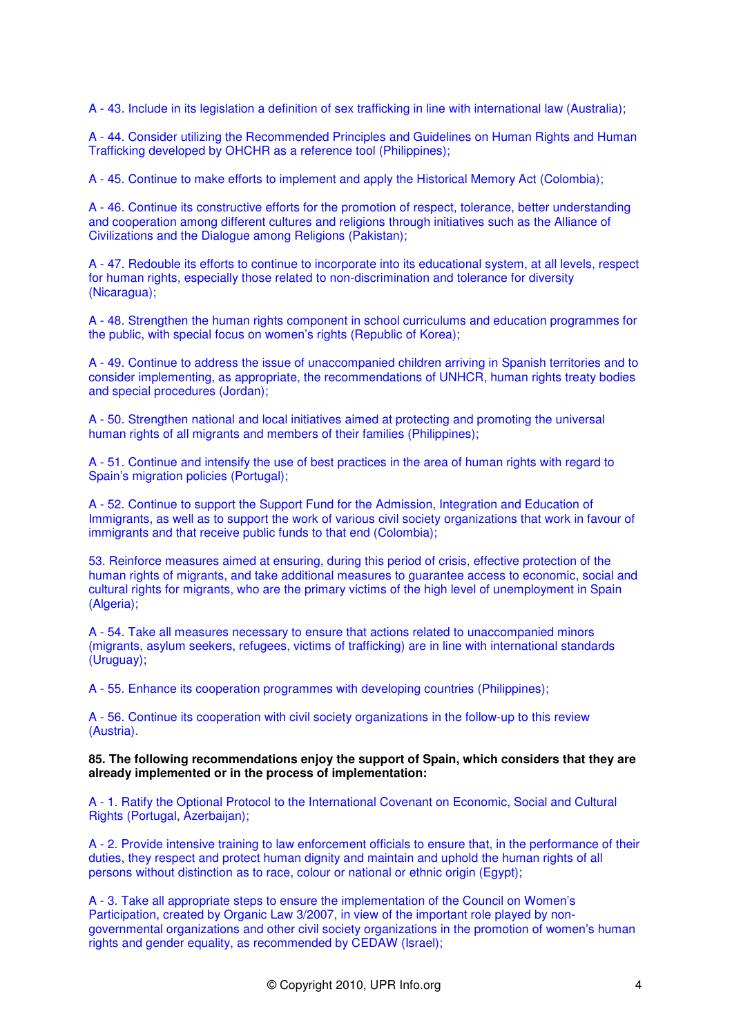A - 43. Include in its legislation a definition of sex trafficking in line with international law (Australia);

A - 44. Consider utilizing the Recommended Principles and Guidelines on Human Rights and Human Trafficking developed by OHCHR as a reference tool (Philippines);

A - 45. Continue to make efforts to implement and apply the Historical Memory Act (Colombia);

A - 46. Continue its constructive efforts for the promotion of respect, tolerance, better understanding and cooperation among different cultures and religions through initiatives such as the Alliance of Civilizations and the Dialogue among Religions (Pakistan);

A - 47. Redouble its efforts to continue to incorporate into its educational system, at all levels, respect for human rights, especially those related to non-discrimination and tolerance for diversity (Nicaragua);

A - 48. Strengthen the human rights component in school curriculums and education programmes for the public, with special focus on women's rights (Republic of Korea);

A - 49. Continue to address the issue of unaccompanied children arriving in Spanish territories and to consider implementing, as appropriate, the recommendations of UNHCR, human rights treaty bodies and special procedures (Jordan);

A - 50. Strengthen national and local initiatives aimed at protecting and promoting the universal human rights of all migrants and members of their families (Philippines);

A - 51. Continue and intensify the use of best practices in the area of human rights with regard to Spain's migration policies (Portugal);

A - 52. Continue to support the Support Fund for the Admission, Integration and Education of Immigrants, as well as to support the work of various civil society organizations that work in favour of immigrants and that receive public funds to that end (Colombia);

53. Reinforce measures aimed at ensuring, during this period of crisis, effective protection of the human rights of migrants, and take additional measures to guarantee access to economic, social and cultural rights for migrants, who are the primary victims of the high level of unemployment in Spain (Algeria);

A - 54. Take all measures necessary to ensure that actions related to unaccompanied minors (migrants, asylum seekers, refugees, victims of trafficking) are in line with international standards (Uruguay);

A - 55. Enhance its cooperation programmes with developing countries (Philippines);

A - 56. Continue its cooperation with civil society organizations in the follow-up to this review (Austria).

**85. The following recommendations enjoy the support of Spain, which considers that they are already implemented or in the process of implementation:**

A - 1. Ratify the Optional Protocol to the International Covenant on Economic, Social and Cultural Rights (Portugal, Azerbaijan);

A - 2. Provide intensive training to law enforcement officials to ensure that, in the performance of their duties, they respect and protect human dignity and maintain and uphold the human rights of all persons without distinction as to race, colour or national or ethnic origin (Egypt);

A - 3. Take all appropriate steps to ensure the implementation of the Council on Women's Participation, created by Organic Law 3/2007, in view of the important role played by non-governmental organizations and other civil society organizations in the promotion of women's human rights and gender equality, as recommended by CEDAW (Israel);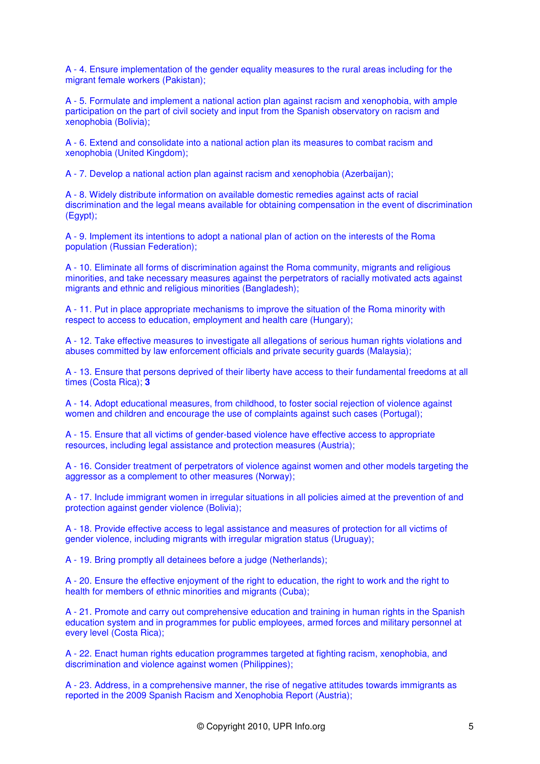A - 4. Ensure implementation of the gender equality measures to the rural areas including for the migrant female workers (Pakistan);

A - 5. Formulate and implement a national action plan against racism and xenophobia, with ample participation on the part of civil society and input from the Spanish observatory on racism and xenophobia (Bolivia);

A - 6. Extend and consolidate into a national action plan its measures to combat racism and xenophobia (United Kingdom);

A - 7. Develop a national action plan against racism and xenophobia (Azerbaijan);

A - 8. Widely distribute information on available domestic remedies against acts of racial discrimination and the legal means available for obtaining compensation in the event of discrimination (Egypt);

A - 9. Implement its intentions to adopt a national plan of action on the interests of the Roma population (Russian Federation);

A - 10. Eliminate all forms of discrimination against the Roma community, migrants and religious minorities, and take necessary measures against the perpetrators of racially motivated acts against migrants and ethnic and religious minorities (Bangladesh);

A - 11. Put in place appropriate mechanisms to improve the situation of the Roma minority with respect to access to education, employment and health care (Hungary);

A - 12. Take effective measures to investigate all allegations of serious human rights violations and abuses committed by law enforcement officials and private security guards (Malaysia);

A - 13. Ensure that persons deprived of their liberty have access to their fundamental freedoms at all times (Costa Rica); **3**

A - 14. Adopt educational measures, from childhood, to foster social rejection of violence against women and children and encourage the use of complaints against such cases (Portugal);

A - 15. Ensure that all victims of gender-based violence have effective access to appropriate resources, including legal assistance and protection measures (Austria);

A - 16. Consider treatment of perpetrators of violence against women and other models targeting the aggressor as a complement to other measures (Norway);

A - 17. Include immigrant women in irregular situations in all policies aimed at the prevention of and protection against gender violence (Bolivia);

A - 18. Provide effective access to legal assistance and measures of protection for all victims of gender violence, including migrants with irregular migration status (Uruguay);

A - 19. Bring promptly all detainees before a judge (Netherlands);

A - 20. Ensure the effective enjoyment of the right to education, the right to work and the right to health for members of ethnic minorities and migrants (Cuba);

A - 21. Promote and carry out comprehensive education and training in human rights in the Spanish education system and in programmes for public employees, armed forces and military personnel at every level (Costa Rica);

A - 22. Enact human rights education programmes targeted at fighting racism, xenophobia, and discrimination and violence against women (Philippines);

A - 23. Address, in a comprehensive manner, the rise of negative attitudes towards immigrants as reported in the 2009 Spanish Racism and Xenophobia Report (Austria);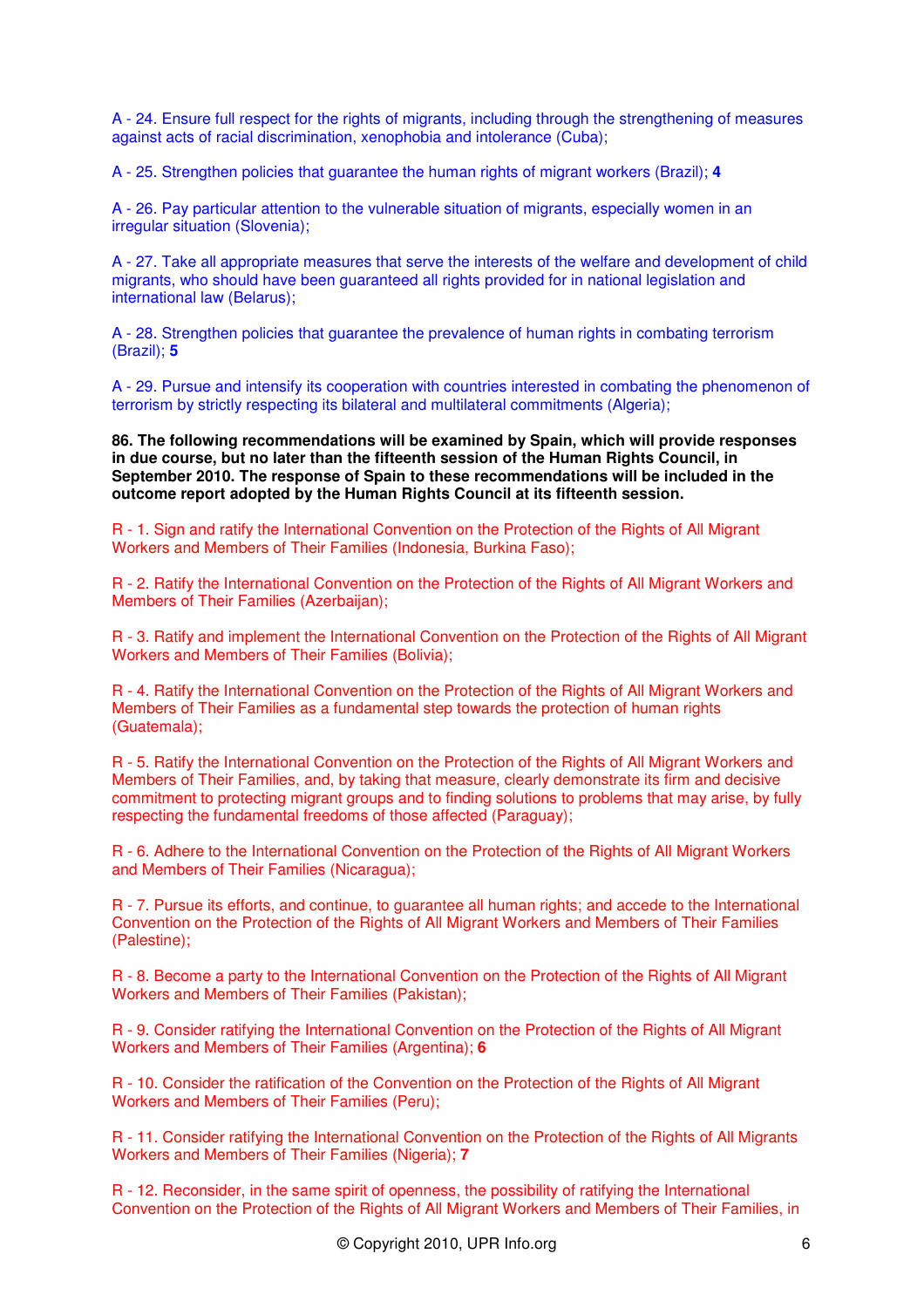A - 24. Ensure full respect for the rights of migrants, including through the strengthening of measures against acts of racial discrimination, xenophobia and intolerance (Cuba);

A - 25. Strengthen policies that guarantee the human rights of migrant workers (Brazil); **4**

A - 26. Pay particular attention to the vulnerable situation of migrants, especially women in an irregular situation (Slovenia);

A - 27. Take all appropriate measures that serve the interests of the welfare and development of child migrants, who should have been guaranteed all rights provided for in national legislation and international law (Belarus);

A - 28. Strengthen policies that guarantee the prevalence of human rights in combating terrorism (Brazil); **5**

A - 29. Pursue and intensify its cooperation with countries interested in combating the phenomenon of terrorism by strictly respecting its bilateral and multilateral commitments (Algeria);

**86. The following recommendations will be examined by Spain, which will provide responses in due course, but no later than the fifteenth session of the Human Rights Council, in September 2010. The response of Spain to these recommendations will be included in the outcome report adopted by the Human Rights Council at its fifteenth session.**

R - 1. Sign and ratify the International Convention on the Protection of the Rights of All Migrant Workers and Members of Their Families (Indonesia, Burkina Faso);

R - 2. Ratify the International Convention on the Protection of the Rights of All Migrant Workers and Members of Their Families (Azerbaijan);

R - 3. Ratify and implement the International Convention on the Protection of the Rights of All Migrant Workers and Members of Their Families (Bolivia);

R - 4. Ratify the International Convention on the Protection of the Rights of All Migrant Workers and Members of Their Families as a fundamental step towards the protection of human rights (Guatemala);

R - 5. Ratify the International Convention on the Protection of the Rights of All Migrant Workers and Members of Their Families, and, by taking that measure, clearly demonstrate its firm and decisive commitment to protecting migrant groups and to finding solutions to problems that may arise, by fully respecting the fundamental freedoms of those affected (Paraguay);

R - 6. Adhere to the International Convention on the Protection of the Rights of All Migrant Workers and Members of Their Families (Nicaragua);

R - 7. Pursue its efforts, and continue, to guarantee all human rights; and accede to the International Convention on the Protection of the Rights of All Migrant Workers and Members of Their Families (Palestine);

R - 8. Become a party to the International Convention on the Protection of the Rights of All Migrant Workers and Members of Their Families (Pakistan);

R - 9. Consider ratifying the International Convention on the Protection of the Rights of All Migrant Workers and Members of Their Families (Argentina); **6**

R - 10. Consider the ratification of the Convention on the Protection of the Rights of All Migrant Workers and Members of Their Families (Peru);

R - 11. Consider ratifying the International Convention on the Protection of the Rights of All Migrants Workers and Members of Their Families (Nigeria); **7**

R - 12. Reconsider, in the same spirit of openness, the possibility of ratifying the International Convention on the Protection of the Rights of All Migrant Workers and Members of Their Families, in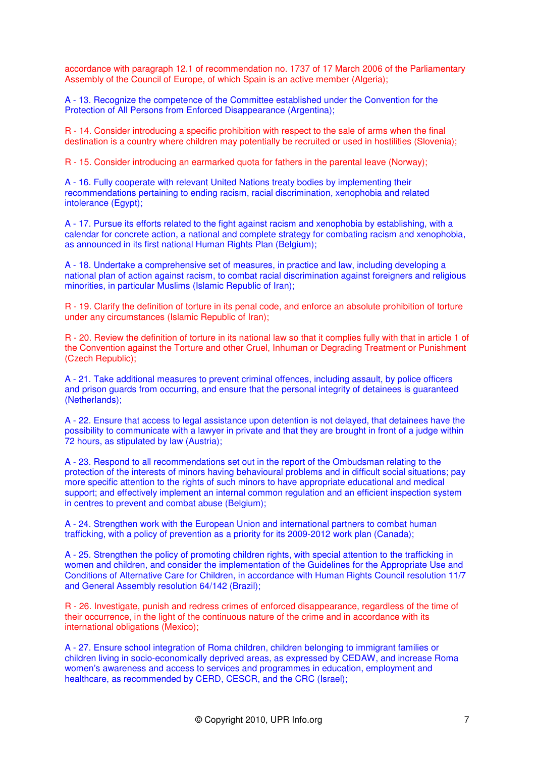accordance with paragraph 12.1 of recommendation no. 1737 of 17 March 2006 of the Parliamentary Assembly of the Council of Europe, of which Spain is an active member (Algeria);

A - 13. Recognize the competence of the Committee established under the Convention for the Protection of All Persons from Enforced Disappearance (Argentina);

R - 14. Consider introducing a specific prohibition with respect to the sale of arms when the final destination is a country where children may potentially be recruited or used in hostilities (Slovenia);

R - 15. Consider introducing an earmarked quota for fathers in the parental leave (Norway);

A - 16. Fully cooperate with relevant United Nations treaty bodies by implementing their recommendations pertaining to ending racism, racial discrimination, xenophobia and related intolerance (Egypt);

A - 17. Pursue its efforts related to the fight against racism and xenophobia by establishing, with a calendar for concrete action, a national and complete strategy for combating racism and xenophobia, as announced in its first national Human Rights Plan (Belgium);

A - 18. Undertake a comprehensive set of measures, in practice and law, including developing a national plan of action against racism, to combat racial discrimination against foreigners and religious minorities, in particular Muslims (Islamic Republic of Iran);

R - 19. Clarify the definition of torture in its penal code, and enforce an absolute prohibition of torture under any circumstances (Islamic Republic of Iran);

R - 20. Review the definition of torture in its national law so that it complies fully with that in article 1 of the Convention against the Torture and other Cruel, Inhuman or Degrading Treatment or Punishment (Czech Republic);

A - 21. Take additional measures to prevent criminal offences, including assault, by police officers and prison guards from occurring, and ensure that the personal integrity of detainees is guaranteed (Netherlands);

A - 22. Ensure that access to legal assistance upon detention is not delayed, that detainees have the possibility to communicate with a lawyer in private and that they are brought in front of a judge within 72 hours, as stipulated by law (Austria);

A - 23. Respond to all recommendations set out in the report of the Ombudsman relating to the protection of the interests of minors having behavioural problems and in difficult social situations; pay more specific attention to the rights of such minors to have appropriate educational and medical support; and effectively implement an internal common regulation and an efficient inspection system in centres to prevent and combat abuse (Belgium);

A - 24. Strengthen work with the European Union and international partners to combat human trafficking, with a policy of prevention as a priority for its 2009-2012 work plan (Canada);

A - 25. Strengthen the policy of promoting children rights, with special attention to the trafficking in women and children, and consider the implementation of the Guidelines for the Appropriate Use and Conditions of Alternative Care for Children, in accordance with Human Rights Council resolution 11/7 and General Assembly resolution 64/142 (Brazil);

R - 26. Investigate, punish and redress crimes of enforced disappearance, regardless of the time of their occurrence, in the light of the continuous nature of the crime and in accordance with its international obligations (Mexico);

A - 27. Ensure school integration of Roma children, children belonging to immigrant families or children living in socio-economically deprived areas, as expressed by CEDAW, and increase Roma women's awareness and access to services and programmes in education, employment and healthcare, as recommended by CERD, CESCR, and the CRC (Israel);

© Copyright 2010, UPR Info.org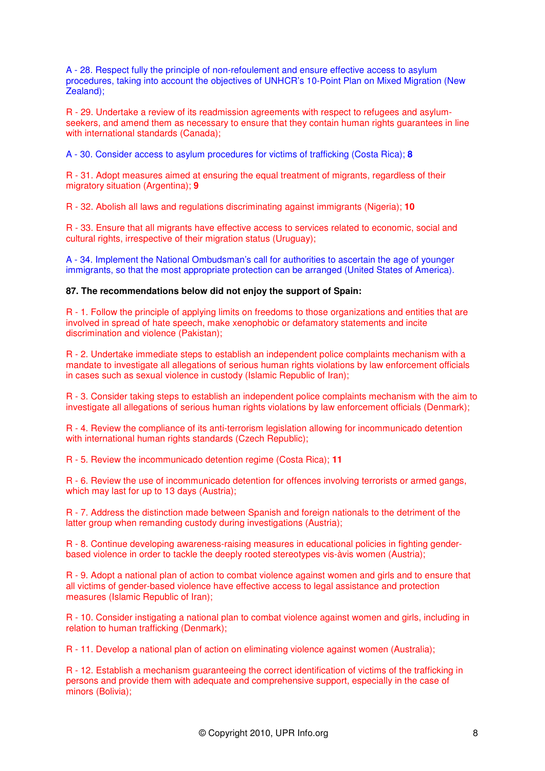A - 28. Respect fully the principle of non-refoulement and ensure effective access to asylum procedures, taking into account the objectives of UNHCR's 10-Point Plan on Mixed Migration (New Zealand);

R - 29. Undertake a review of its readmission agreements with respect to refugees and asylum-seekers, and amend them as necessary to ensure that they contain human rights guarantees in line with international standards (Canada);

A - 30. Consider access to asylum procedures for victims of trafficking (Costa Rica); **8**

R - 31. Adopt measures aimed at ensuring the equal treatment of migrants, regardless of their migratory situation (Argentina); **9**

R - 32. Abolish all laws and regulations discriminating against immigrants (Nigeria); **10**

R - 33. Ensure that all migrants have effective access to services related to economic, social and cultural rights, irrespective of their migration status (Uruguay);

A - 34. Implement the National Ombudsman's call for authorities to ascertain the age of younger immigrants, so that the most appropriate protection can be arranged (United States of America).

**87. The recommendations below did not enjoy the support of Spain:**

R - 1. Follow the principle of applying limits on freedoms to those organizations and entities that are involved in spread of hate speech, make xenophobic or defamatory statements and incite discrimination and violence (Pakistan);

R - 2. Undertake immediate steps to establish an independent police complaints mechanism with a mandate to investigate all allegations of serious human rights violations by law enforcement officials in cases such as sexual violence in custody (Islamic Republic of Iran);

R - 3. Consider taking steps to establish an independent police complaints mechanism with the aim to investigate all allegations of serious human rights violations by law enforcement officials (Denmark);

R - 4. Review the compliance of its anti-terrorism legislation allowing for incommunicado detention with international human rights standards (Czech Republic);

R - 5. Review the incommunicado detention regime (Costa Rica); **11**

R - 6. Review the use of incommunicado detention for offences involving terrorists or armed gangs, which may last for up to 13 days (Austria);

R - 7. Address the distinction made between Spanish and foreign nationals to the detriment of the latter group when remanding custody during investigations (Austria);

R - 8. Continue developing awareness-raising measures in educational policies in fighting gender-based violence in order to tackle the deeply rooted stereotypes vis-àvis women (Austria);

R - 9. Adopt a national plan of action to combat violence against women and girls and to ensure that all victims of gender-based violence have effective access to legal assistance and protection measures (Islamic Republic of Iran);

R - 10. Consider instigating a national plan to combat violence against women and girls, including in relation to human trafficking (Denmark);

R - 11. Develop a national plan of action on eliminating violence against women (Australia);

R - 12. Establish a mechanism guaranteeing the correct identification of victims of the trafficking in persons and provide them with adequate and comprehensive support, especially in the case of minors (Bolivia);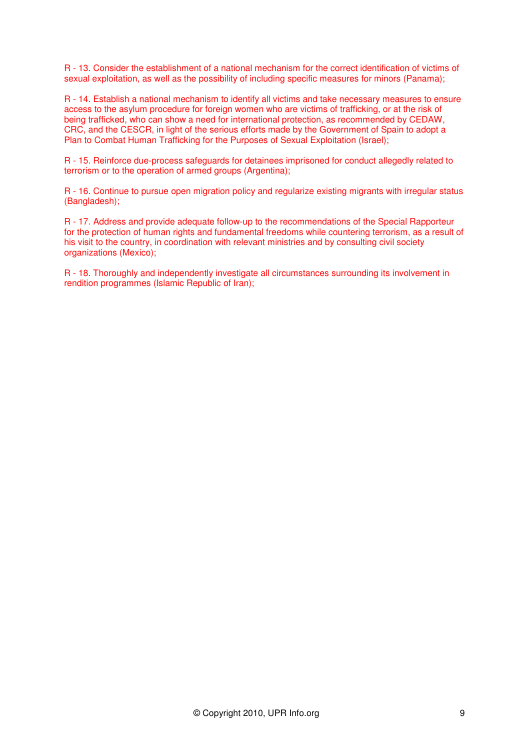R - 13. Consider the establishment of a national mechanism for the correct identification of victims of sexual exploitation, as well as the possibility of including specific measures for minors (Panama);

R - 14. Establish a national mechanism to identify all victims and take necessary measures to ensure access to the asylum procedure for foreign women who are victims of trafficking, or at the risk of being trafficked, who can show a need for international protection, as recommended by CEDAW, CRC, and the CESCR, in light of the serious efforts made by the Government of Spain to adopt a Plan to Combat Human Trafficking for the Purposes of Sexual Exploitation (Israel);

R - 15. Reinforce due-process safeguards for detainees imprisoned for conduct allegedly related to terrorism or to the operation of armed groups (Argentina);

R - 16. Continue to pursue open migration policy and regularize existing migrants with irregular status (Bangladesh);

R - 17. Address and provide adequate follow-up to the recommendations of the Special Rapporteur for the protection of human rights and fundamental freedoms while countering terrorism, as a result of his visit to the country, in coordination with relevant ministries and by consulting civil society organizations (Mexico);

R - 18. Thoroughly and independently investigate all circumstances surrounding its involvement in rendition programmes (Islamic Republic of Iran);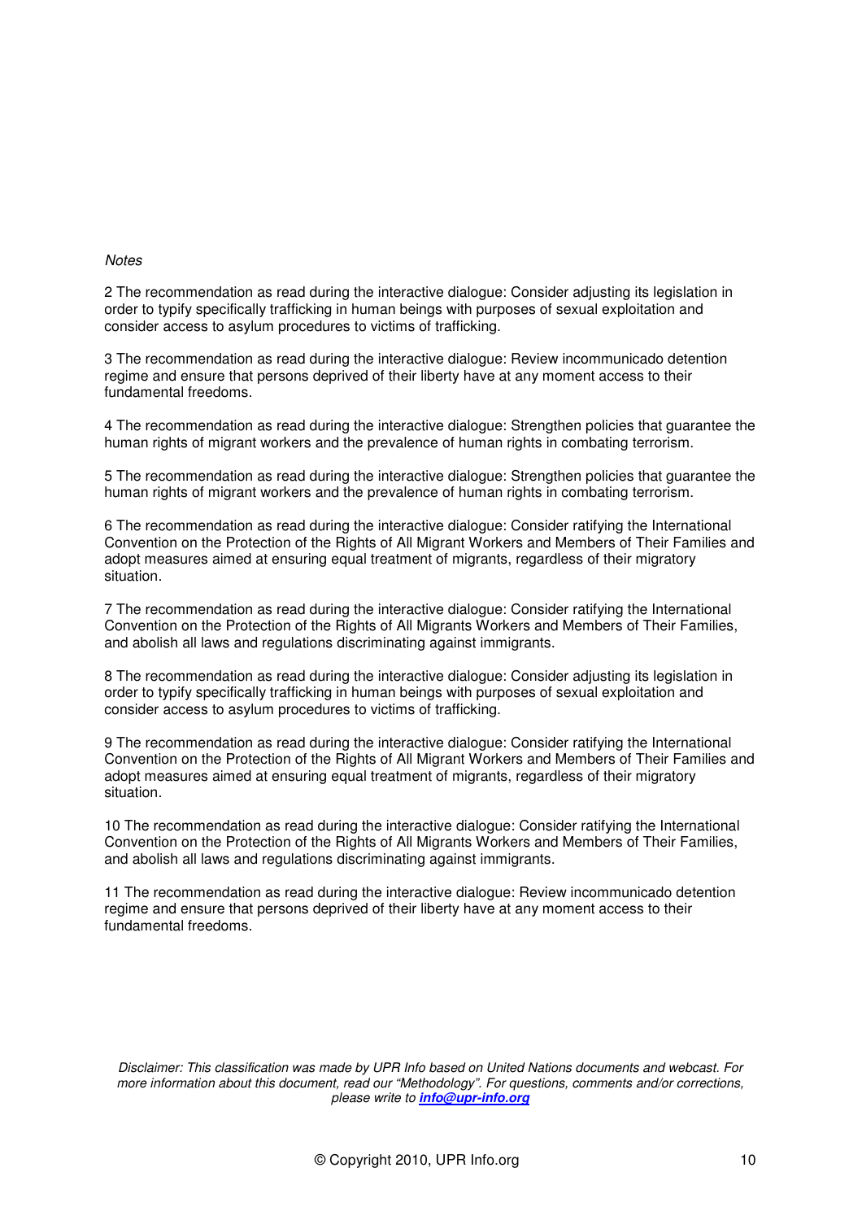*Notes*

2 The recommendation as read during the interactive dialogue: Consider adjusting its legislation in order to typify specifically trafficking in human beings with purposes of sexual exploitation and consider access to asylum procedures to victims of trafficking.

3 The recommendation as read during the interactive dialogue: Review incommunicado detention regime and ensure that persons deprived of their liberty have at any moment access to their fundamental freedoms.

4 The recommendation as read during the interactive dialogue: Strengthen policies that guarantee the human rights of migrant workers and the prevalence of human rights in combating terrorism.

5 The recommendation as read during the interactive dialogue: Strengthen policies that guarantee the human rights of migrant workers and the prevalence of human rights in combating terrorism.

6 The recommendation as read during the interactive dialogue: Consider ratifying the International Convention on the Protection of the Rights of All Migrant Workers and Members of Their Families and adopt measures aimed at ensuring equal treatment of migrants, regardless of their migratory situation.

7 The recommendation as read during the interactive dialogue: Consider ratifying the International Convention on the Protection of the Rights of All Migrants Workers and Members of Their Families, and abolish all laws and regulations discriminating against immigrants.

8 The recommendation as read during the interactive dialogue: Consider adjusting its legislation in order to typify specifically trafficking in human beings with purposes of sexual exploitation and consider access to asylum procedures to victims of trafficking.

9 The recommendation as read during the interactive dialogue: Consider ratifying the International Convention on the Protection of the Rights of All Migrant Workers and Members of Their Families and adopt measures aimed at ensuring equal treatment of migrants, regardless of their migratory situation.

10 The recommendation as read during the interactive dialogue: Consider ratifying the International Convention on the Protection of the Rights of All Migrants Workers and Members of Their Families, and abolish all laws and regulations discriminating against immigrants.

11 The recommendation as read during the interactive dialogue: Review incommunicado detention regime and ensure that persons deprived of their liberty have at any moment access to their fundamental freedoms.

*Disclaimer: This classification was made by UPR Info based on United Nations documents and webcast. For more information about this document, read our "Methodology". For questions, comments and/or corrections, please write to* ***info@upr-info.org***

© Copyright 2010, UPR Info.org